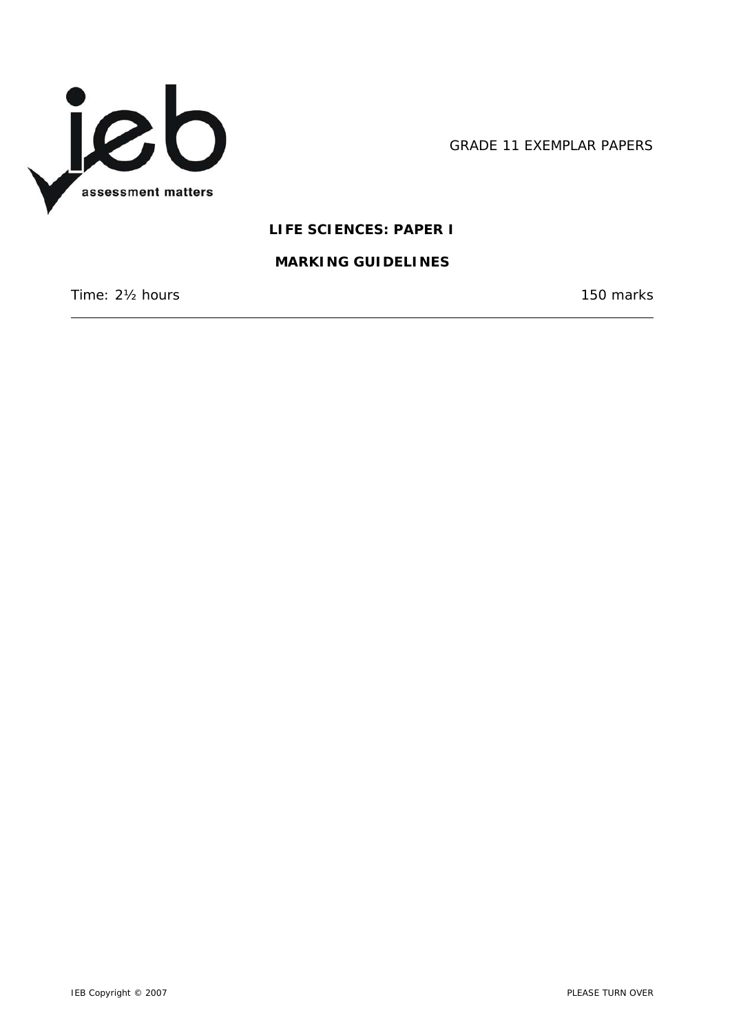GRADE 11 EXEMPLAR PAPERS

**LIFE SCIENCES: PAPER I**

**MARKING GUIDELINES**

Time: 2½ hours 150 marks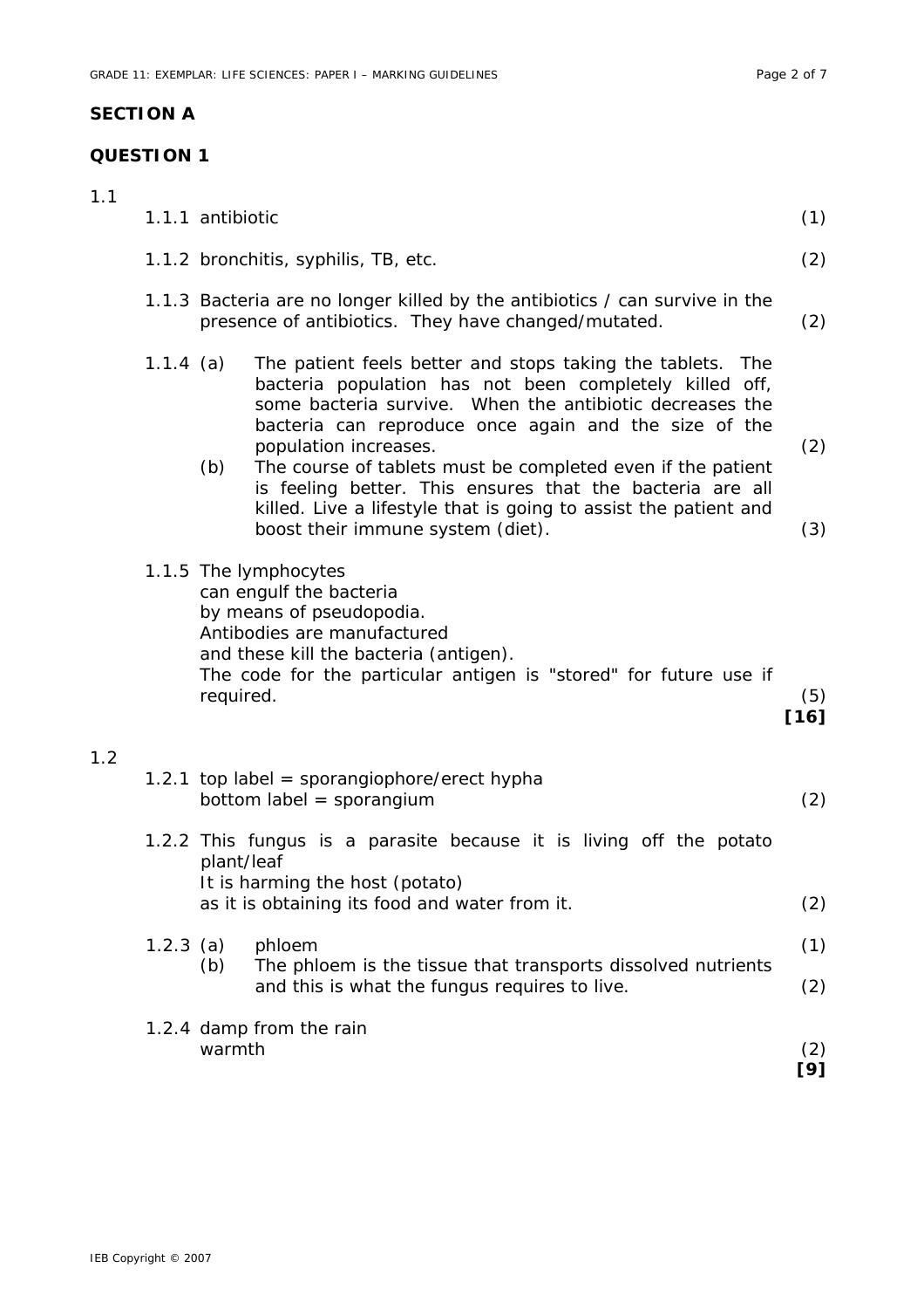## SECTION A

## QUESTION 1

1.1

1.1.1 antibiotic (1)

1.1.2 bronchitis, syphilis, TB, etc. (2)

1.1.3 Bacteria are no longer killed by the antibiotics / can survive in the presence of antibiotics. They have changed/mutated. (2)

1.1.4 (a) The patient feels better and stops taking the tablets. The bacteria population has not been completely killed off, some bacteria survive. When the antibiotic decreases the bacteria can reproduce once again and the size of the population increases. (2)

(b) The course of tablets must be completed even if the patient is feeling better. This ensures that the bacteria are all killed. Live a lifestyle that is going to assist the patient and boost their immune system (diet). (3)

1.1.5 The lymphocytes
can engulf the bacteria
by means of pseudopodia.
Antibodies are manufactured
and these kill the bacteria (antigen).
The code for the particular antigen is "stored" for future use if required. (5)

**[16]**

1.2

1.2.1 top label = sporangiophore/erect hypha
bottom label = sporangium (2)

1.2.2 This fungus is a parasite because it is living off the potato plant/leaf
It is harming the host (potato)
as it is obtaining its food and water from it. (2)

1.2.3 (a) phloem (1)

(b) The phloem is the tissue that transports dissolved nutrients and this is what the fungus requires to live. (2)

1.2.4 damp from the rain
warmth (2)

**[9]**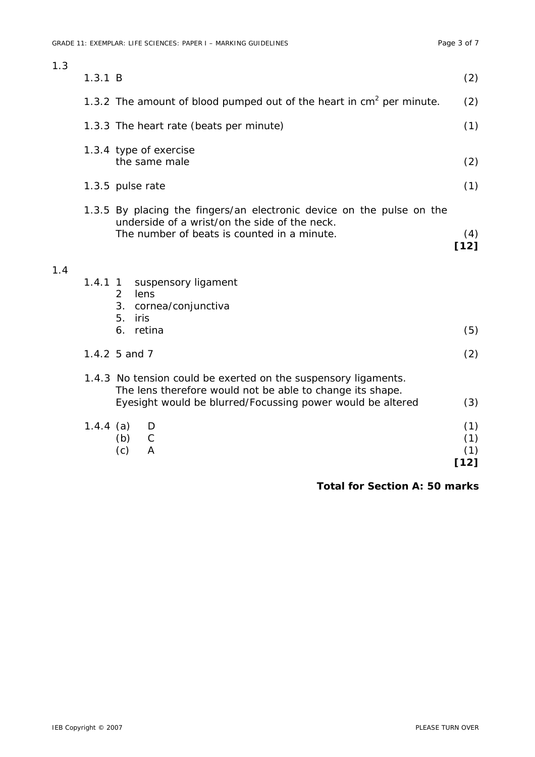1.3

1.3.1 B (2)

1.3.2 The amount of blood pumped out of the heart in $cm^2$ per minute. (2)

1.3.3 The heart rate (beats per minute) (1)

1.3.4 type of exercise
the same male (2)

1.3.5 pulse rate (1)

1.3.5 By placing the fingers/an electronic device on the pulse on the underside of a wrist/on the side of the neck.
The number of beats is counted in a minute. (4)
**[12]**

1.4

1.4.1 1 suspensory ligament
2 lens
3. cornea/conjunctiva
5. iris
6. retina (5)

1.4.2 5 and 7 (2)

1.4.3 No tension could be exerted on the suspensory ligaments.
The lens therefore would not be able to change its shape.
Eyesight would be blurred/Focussing power would be altered (3)

1.4.4 (a) D (1)
(b) C (1)
(c) A (1)
**[12]**

**Total for Section A: 50 marks**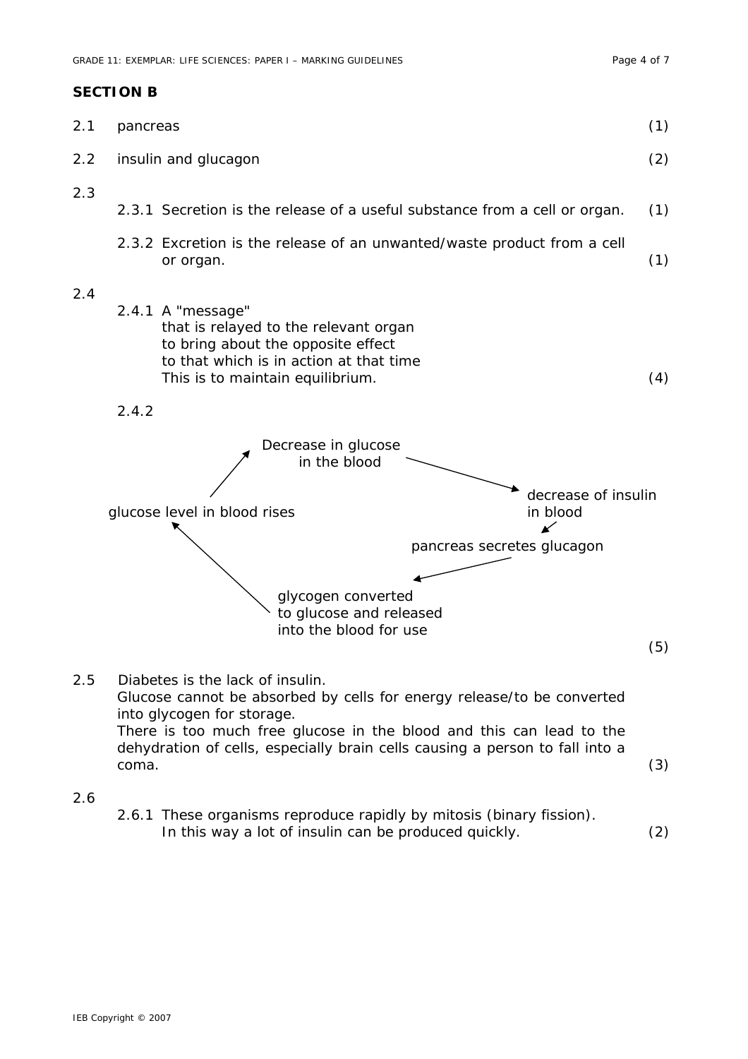## SECTION B

2.1 pancreas (1)

2.2 insulin and glucagon (2)

2.3

2.3.1 Secretion is the release of a useful substance from a cell or organ. (1)

2.3.2 Excretion is the release of an unwanted/waste product from a cell or organ. (1)

2.4

2.4.1 A "message"
that is relayed to the relevant organ
to bring about the opposite effect
to that which is in action at that time
This is to maintain equilibrium. (4)

2.4.2

Decrease in glucose in the blood → decrease of insulin in blood → pancreas secretes glucagon → glycogen converted to glucose and released into the blood for use → glucose level in blood rises → Decrease in glucose in the blood

(5)

2.5 Diabetes is the lack of insulin.
Glucose cannot be absorbed by cells for energy release/to be converted into glycogen for storage.
There is too much free glucose in the blood and this can lead to the dehydration of cells, especially brain cells causing a person to fall into a coma. (3)

2.6

2.6.1 These organisms reproduce rapidly by mitosis (binary fission).
In this way a lot of insulin can be produced quickly. (2)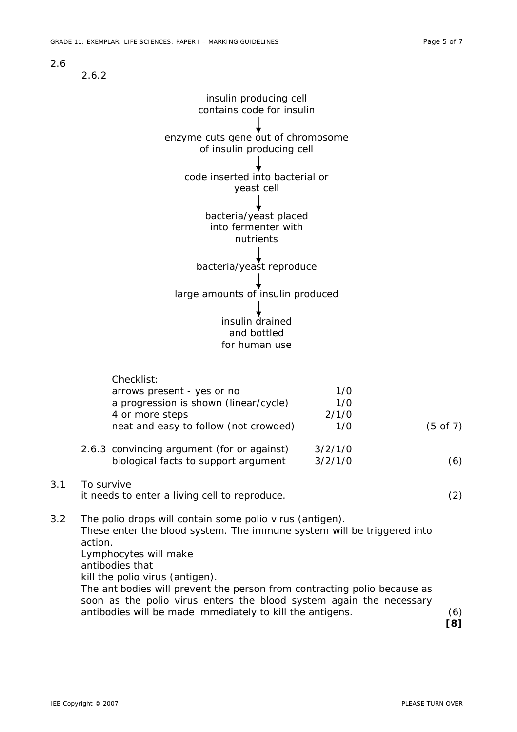2.6

2.6.2

insulin producing cell contains code for insulin

↓

enzyme cuts gene out of chromosome of insulin producing cell

↓

code inserted into bacterial or yeast cell

↓

bacteria/yeast placed into fermenter with nutrients

↓

bacteria/yeast reproduce

↓

large amounts of insulin produced

↓

insulin drained and bottled for human use

Checklist:

| | | |
|---|---|---|
| arrows present - yes or no | 1/0 | |
| a progression is shown (linear/cycle) | 1/0 | |
| 4 or more steps | 2/1/0 | |
| neat and easy to follow (not crowded) | 1/0 | (5 of 7) |

2.6.3

| | | |
|---|---|---|
| convincing argument (for or against) | 3/2/1/0 | |
| biological facts to support argument | 3/2/1/0 | (6) |

3.1 To survive
it needs to enter a living cell to reproduce. (2)

3.2 The polio drops will contain some polio virus (antigen).
These enter the blood system. The immune system will be triggered into action.
Lymphocytes will make
antibodies that
kill the polio virus (antigen).
The antibodies will prevent the person from contracting polio because as soon as the polio virus enters the blood system again the necessary antibodies will be made immediately to kill the antigens. (6)

**[8]**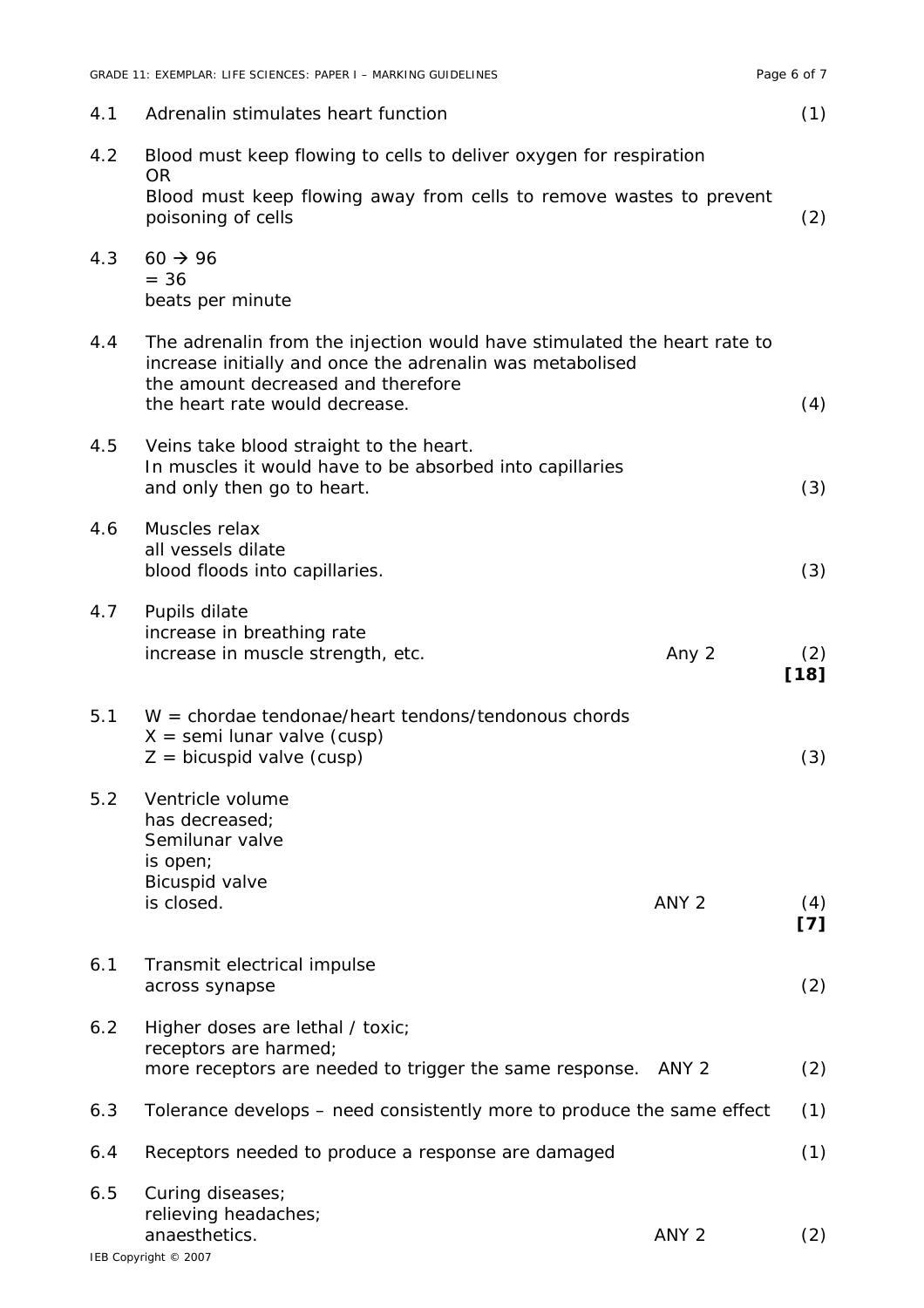4.1 Adrenalin stimulates heart function (1)

4.2 Blood must keep flowing to cells to deliver oxygen for respiration
OR
Blood must keep flowing away from cells to remove wastes to prevent poisoning of cells (2)

4.3 60 → 96
= 36
beats per minute

4.4 The adrenalin from the injection would have stimulated the heart rate to increase initially and once the adrenalin was metabolised
the amount decreased and therefore
the heart rate would decrease. (4)

4.5 Veins take blood straight to the heart.
In muscles it would have to be absorbed into capillaries
and only then go to heart. (3)

4.6 Muscles relax
all vessels dilate
blood floods into capillaries. (3)

4.7 Pupils dilate
increase in breathing rate
increase in muscle strength, etc. Any 2 (2)
**[18]**

5.1 W = chordae tendonae/heart tendons/tendonous chords
X = semi lunar valve (cusp)
Z = bicuspid valve (cusp) (3)

5.2 Ventricle volume
has decreased;
Semilunar valve
is open;
Bicuspid valve
is closed. ANY 2 (4)
**[7]**

6.1 Transmit electrical impulse
across synapse (2)

6.2 Higher doses are lethal / toxic;
receptors are harmed;
more receptors are needed to trigger the same response. ANY 2 (2)

6.3 Tolerance develops – need consistently more to produce the same effect (1)

6.4 Receptors needed to produce a response are damaged (1)

6.5 Curing diseases;
relieving headaches;
anaesthetics. ANY 2 (2)

IEB Copyright © 2007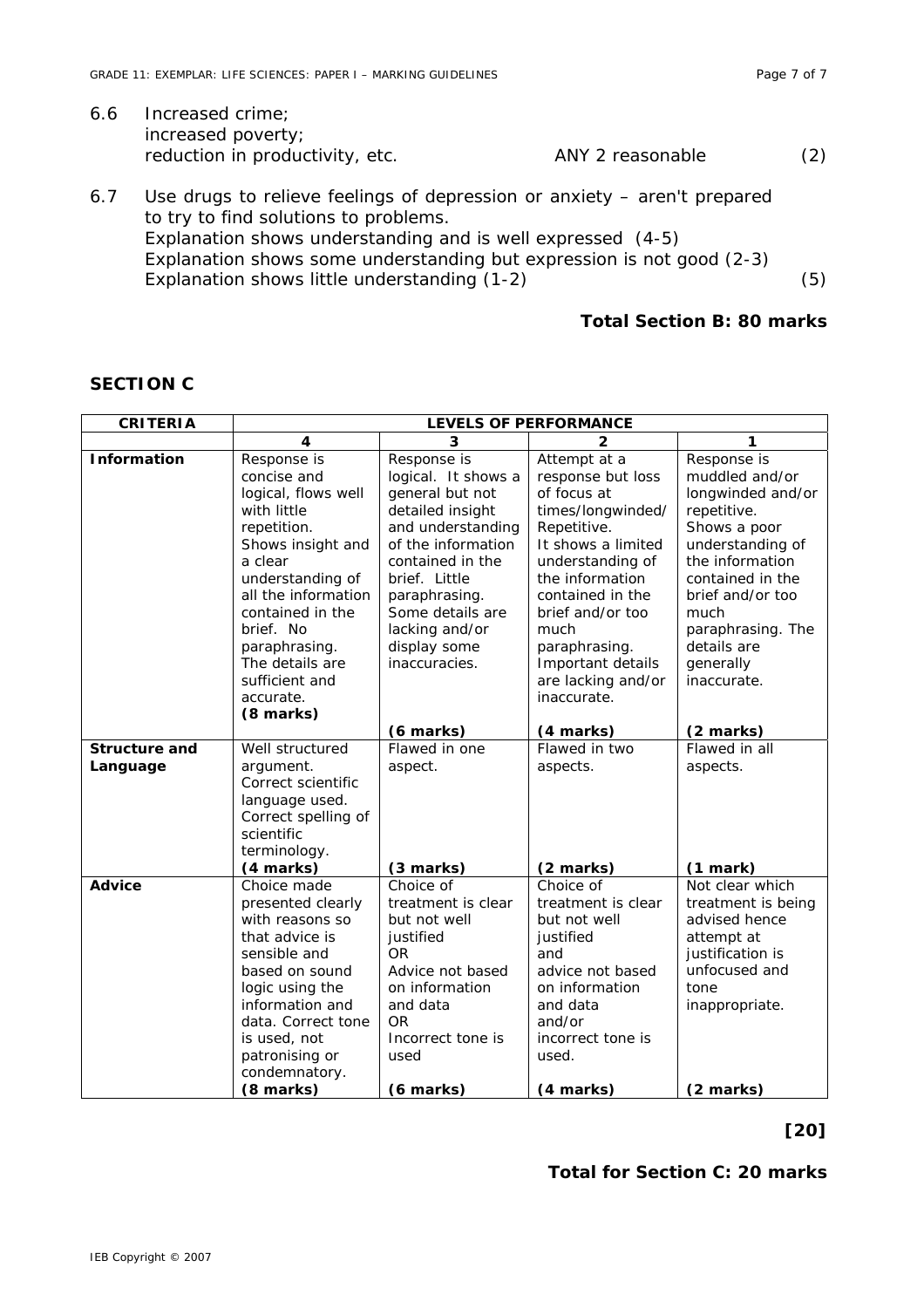6.6 Increased crime;
increased poverty;
reduction in productivity, etc. ANY 2 reasonable (2)

6.7 Use drugs to relieve feelings of depression or anxiety – aren't prepared to try to find solutions to problems.
Explanation shows understanding and is well expressed (4-5)
Explanation shows some understanding but expression is not good (2-3)
Explanation shows little understanding (1-2) (5)

**Total Section B: 80 marks**

## SECTION C

| CRITERIA | LEVELS OF PERFORMANCE | | | |
|---|---|---|---|---|
| | **4** | **3** | **2** | **1** |
| **Information** | Response is concise and logical, flows well with little repetition. Shows insight and a clear understanding of all the information contained in the brief. No paraphrasing. The details are sufficient and accurate. **(8 marks)** | Response is logical. It shows a general but not detailed insight and understanding of the information contained in the brief. Little paraphrasing. Some details are lacking and/or display some inaccuracies. **(6 marks)** | Attempt at a response but loss of focus at times/longwinded/ Repetitive. It shows a limited understanding of the information contained in the brief and/or too much paraphrasing. Important details are lacking and/or inaccurate. **(4 marks)** | Response is muddled and/or longwinded and/or repetitive. Shows a poor understanding of the information contained in the brief and/or too much paraphrasing. The details are generally inaccurate. **(2 marks)** |
| **Structure and Language** | Well structured argument. Correct scientific language used. Correct spelling of scientific terminology. **(4 marks)** | Flawed in one aspect. **(3 marks)** | Flawed in two aspects. **(2 marks)** | Flawed in all aspects. **(1 mark)** |
| **Advice** | Choice made presented clearly with reasons so that advice is sensible and based on sound logic using the information and data. Correct tone is used, not patronising or condemnatory. **(8 marks)** | Choice of treatment is clear but not well justified OR Advice not based on information and data OR Incorrect tone is used **(6 marks)** | Choice of treatment is clear but not well justified and advice not based on information and data and/or incorrect tone is used. **(4 marks)** | Not clear which treatment is being advised hence attempt at justification is unfocused and tone inappropriate. **(2 marks)** |

**[20]**

**Total for Section C: 20 marks**

IEB Copyright © 2007